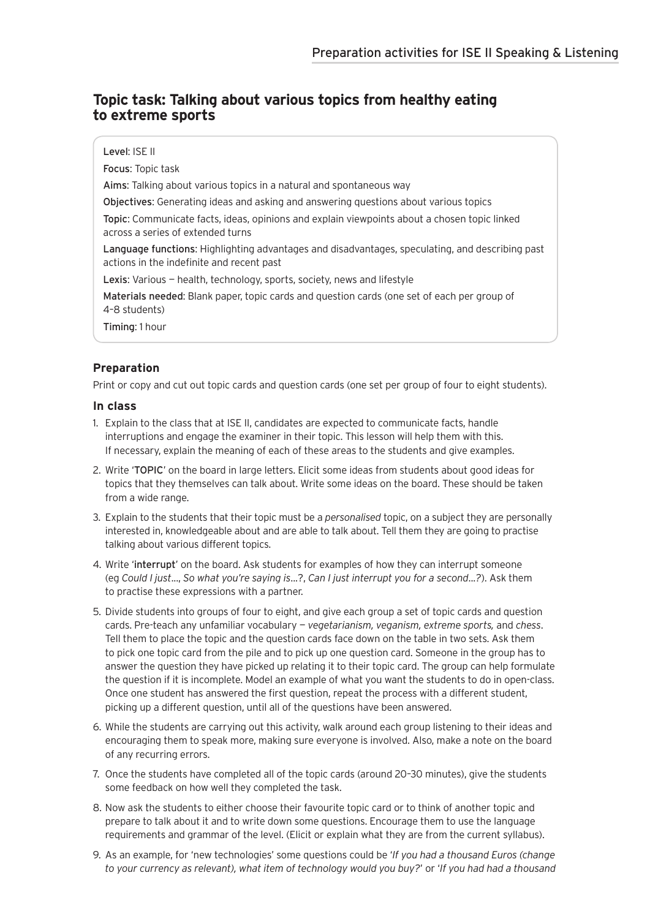# Topic task: Talking about various topics from healthy eating to extreme sports

**Level**: ISE II

**Focus**: Topic task

**Aims**: Talking about various topics in a natural and spontaneous way

**Objectives**: Generating ideas and asking and answering questions about various topics

**Topic**: Communicate facts, ideas, opinions and explain viewpoints about a chosen topic linked across a series of extended turns

**Language functions**: Highlighting advantages and disadvantages, speculating, and describing past actions in the indefinite and recent past

**Lexis**: Various — health, technology, sports, society, news and lifestyle

**Materials needed**: Blank paper, topic cards and question cards (one set of each per group of 4–8 students)

**Timing**: 1 hour

## Preparation

Print or copy and cut out topic cards and question cards (one set per group of four to eight students).

## In class

1. Explain to the class that at ISE II, candidates are expected to communicate facts, handle interruptions and engage the examiner in their topic. This lesson will help them with this. If necessary, explain the meaning of each of these areas to the students and give examples.
2. Write '**TOPIC**' on the board in large letters. Elicit some ideas from students about good ideas for topics that they themselves can talk about. Write some ideas on the board. These should be taken from a wide range.
3. Explain to the students that their topic must be a *personalised* topic, on a subject they are personally interested in, knowledgeable about and are able to talk about. Tell them they are going to practise talking about various different topics.
4. Write '**interrupt**' on the board. Ask students for examples of how they can interrupt someone (eg *Could I just…*, *So what you're saying is…?*, *Can I just interrupt you for a second…?*). Ask them to practise these expressions with a partner.
5. Divide students into groups of four to eight, and give each group a set of topic cards and question cards. Pre-teach any unfamiliar vocabulary — *vegetarianism, veganism, extreme sports,* and *chess*. Tell them to place the topic and the question cards face down on the table in two sets. Ask them to pick one topic card from the pile and to pick up one question card. Someone in the group has to answer the question they have picked up relating it to their topic card. The group can help formulate the question if it is incomplete. Model an example of what you want the students to do in open-class. Once one student has answered the first question, repeat the process with a different student, picking up a different question, until all of the questions have been answered.
6. While the students are carrying out this activity, walk around each group listening to their ideas and encouraging them to speak more, making sure everyone is involved. Also, make a note on the board of any recurring errors.
7. Once the students have completed all of the topic cards (around 20–30 minutes), give the students some feedback on how well they completed the task.
8. Now ask the students to either choose their favourite topic card or to think of another topic and prepare to talk about it and to write down some questions. Encourage them to use the language requirements and grammar of the level. (Elicit or explain what they are from the current syllabus).
9. As an example, for 'new technologies' some questions could be '*If you had a thousand Euros (change to your currency as relevant), what item of technology would you buy?*' or '*If you had had a thousand*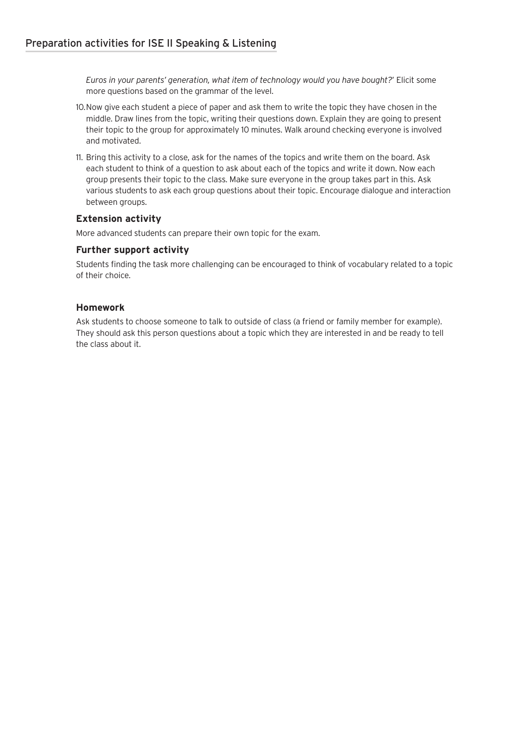*Euros in your parents' generation, what item of technology would you have bought?*' Elicit some more questions based on the grammar of the level.

10. Now give each student a piece of paper and ask them to write the topic they have chosen in the middle. Draw lines from the topic, writing their questions down. Explain they are going to present their topic to the group for approximately 10 minutes. Walk around checking everyone is involved and motivated.
11. Bring this activity to a close, ask for the names of the topics and write them on the board. Ask each student to think of a question to ask about each of the topics and write it down. Now each group presents their topic to the class. Make sure everyone in the group takes part in this. Ask various students to ask each group questions about their topic. Encourage dialogue and interaction between groups.

### Extension activity

More advanced students can prepare their own topic for the exam.

### Further support activity

Students finding the task more challenging can be encouraged to think of vocabulary related to a topic of their choice.

### Homework

Ask students to choose someone to talk to outside of class (a friend or family member for example). They should ask this person questions about a topic which they are interested in and be ready to tell the class about it.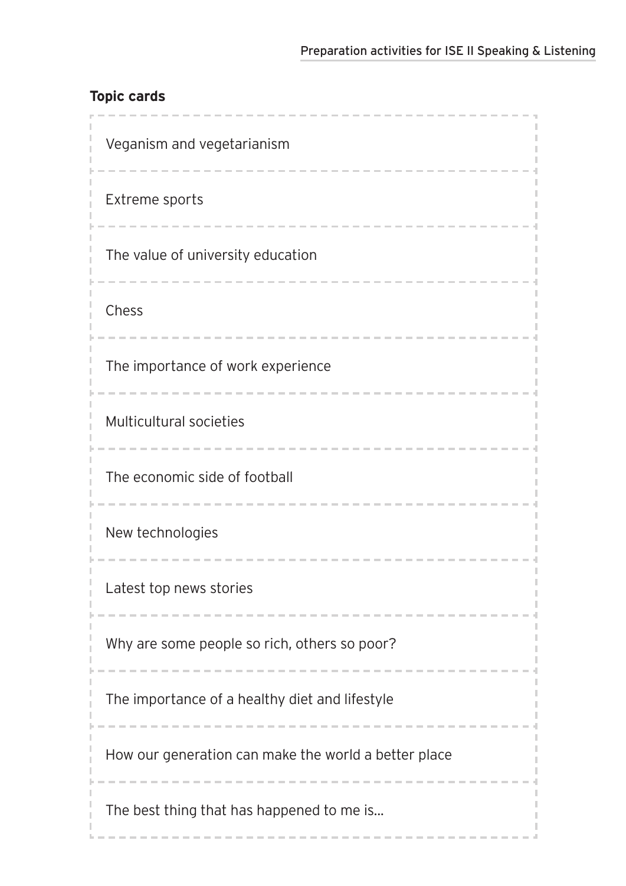**Topic cards**

| |
|---|
| Veganism and vegetarianism |
| Extreme sports |
| The value of university education |
| Chess |
| The importance of work experience |
| Multicultural societies |
| The economic side of football |
| New technologies |
| Latest top news stories |
| Why are some people so rich, others so poor? |
| The importance of a healthy diet and lifestyle |
| How our generation can make the world a better place |
| The best thing that has happened to me is... |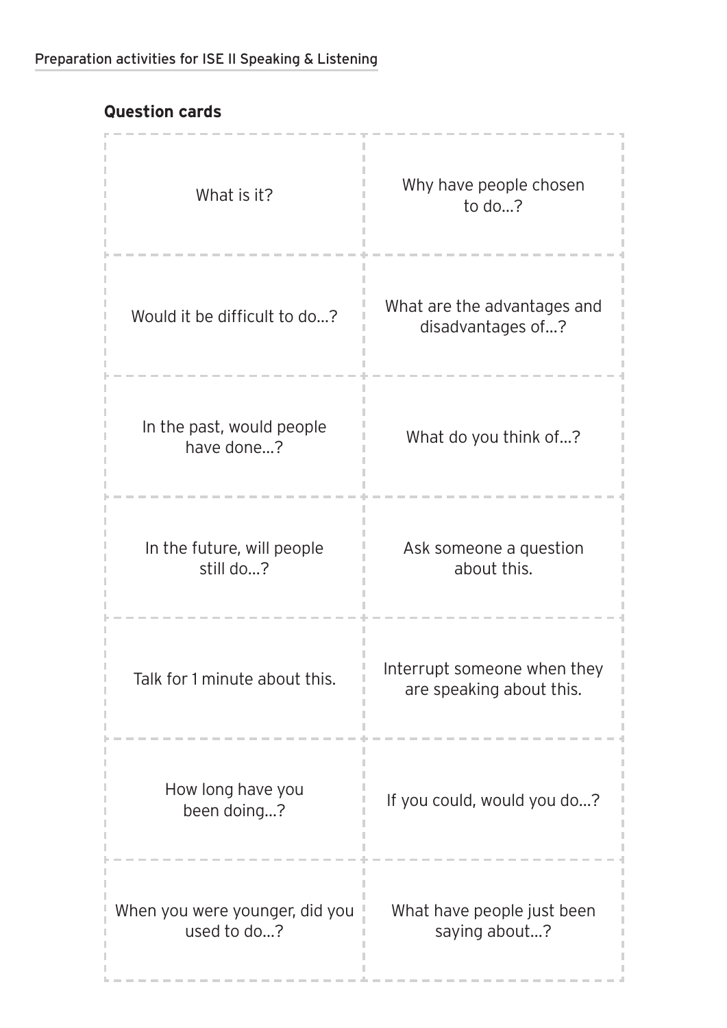## Question cards

| | |
|---|---|
| What is it? | Why have people chosen to do…? |
| Would it be difficult to do…? | What are the advantages and disadvantages of…? |
| In the past, would people have done…? | What do you think of…? |
| In the future, will people still do…? | Ask someone a question about this. |
| Talk for 1 minute about this. | Interrupt someone when they are speaking about this. |
| How long have you been doing…? | If you could, would you do…? |
| When you were younger, did you used to do…? | What have people just been saying about…? |